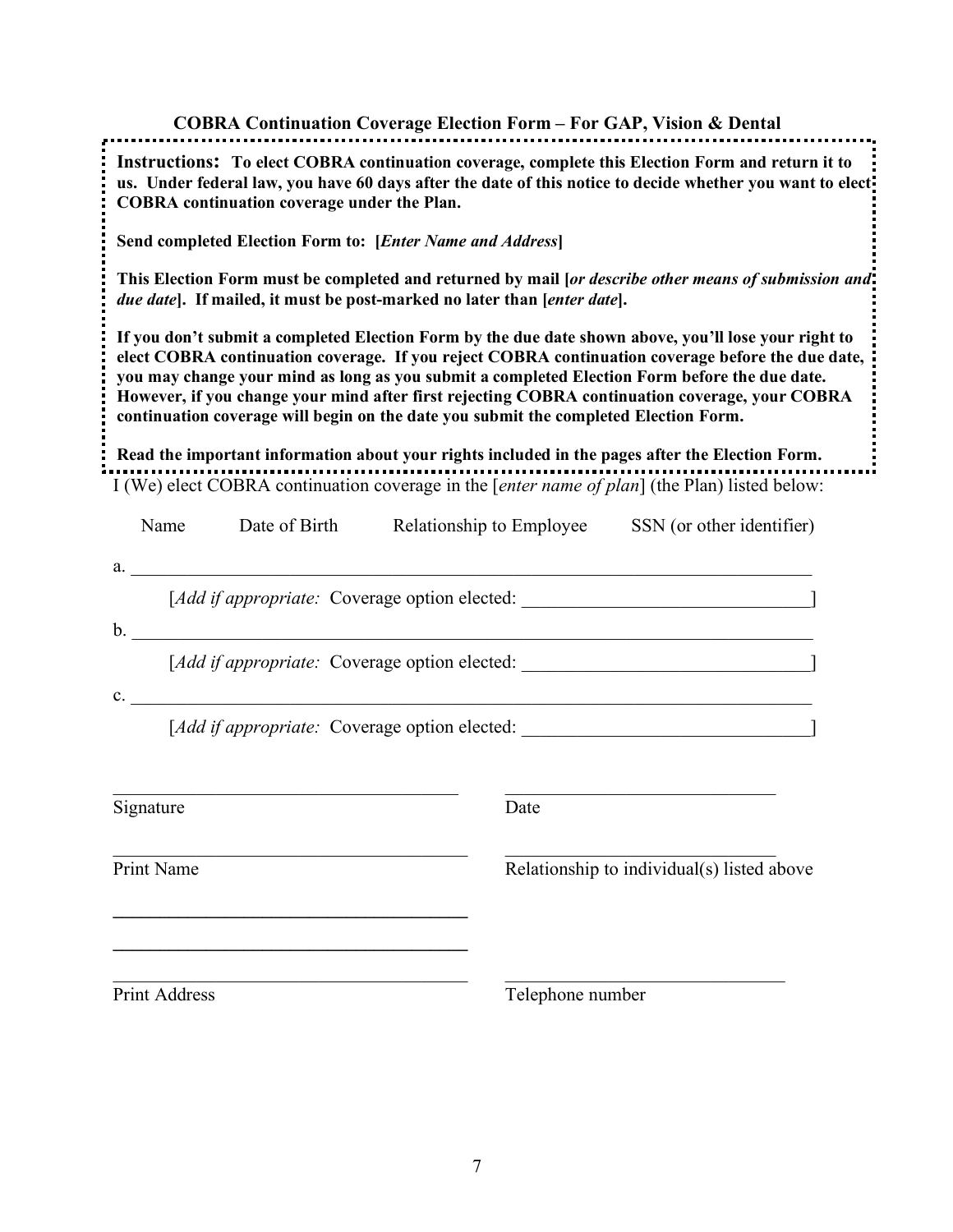### COBRA Continuation Coverage Election Form – For GAP, Vision & Dental

**Instructions: To elect COBRA continuation coverage, complete this Election Form and return it to us. Under federal law, you have 60 days after the date of this notice to decide whether you want to elect COBRA continuation coverage under the Plan.**

**Send completed Election Form to: [*Enter Name and Address*]**

**This Election Form must be completed and returned by mail [*or describe other means of submission and due date*]. If mailed, it must be post-marked no later than [*enter date*].**

**If you don't submit a completed Election Form by the due date shown above, you'll lose your right to elect COBRA continuation coverage. If you reject COBRA continuation coverage before the due date, you may change your mind as long as you submit a completed Election Form before the due date. However, if you change your mind after first rejecting COBRA continuation coverage, your COBRA continuation coverage will begin on the date you submit the completed Election Form.**

**Read the important information about your rights included in the pages after the Election Form.**

I (We) elect COBRA continuation coverage in the [*enter name of plan*] (the Plan) listed below:

Name Date of Birth Relationship to Employee SSN (or other identifier)

a. ____________________________________________________________________________

[*Add if appropriate:* Coverage option elected: ______________________________]

b. ____________________________________________________________________________

[*Add if appropriate:* Coverage option elected: ______________________________]

c. ____________________________________________________________________________

[*Add if appropriate:* Coverage option elected: ______________________________]

_____________________________________ _____________________________

Signature Date

_____________________________________ _____________________________

Print Name Relationship to individual(s) listed above

_____________________________________

_____________________________________

_____________________________________ _____________________________

Print Address Telephone number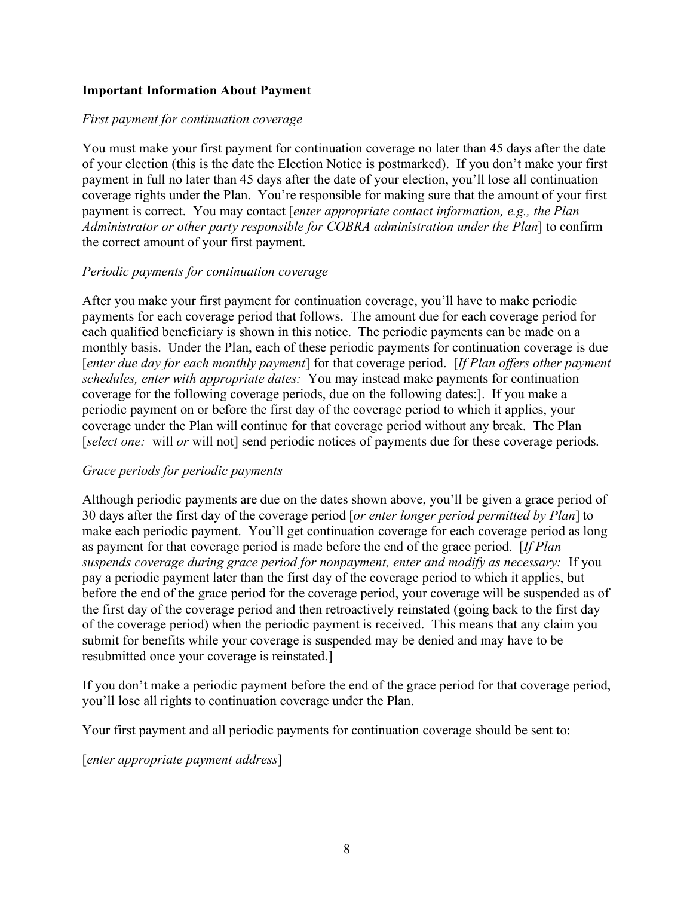**Important Information About Payment**

*First payment for continuation coverage*

You must make your first payment for continuation coverage no later than 45 days after the date of your election (this is the date the Election Notice is postmarked). If you don't make your first payment in full no later than 45 days after the date of your election, you'll lose all continuation coverage rights under the Plan. You're responsible for making sure that the amount of your first payment is correct. You may contact [*enter appropriate contact information, e.g., the Plan Administrator or other party responsible for COBRA administration under the Plan*] to confirm the correct amount of your first payment.

*Periodic payments for continuation coverage*

After you make your first payment for continuation coverage, you'll have to make periodic payments for each coverage period that follows. The amount due for each coverage period for each qualified beneficiary is shown in this notice. The periodic payments can be made on a monthly basis. Under the Plan, each of these periodic payments for continuation coverage is due [*enter due day for each monthly payment*] for that coverage period. [*If Plan offers other payment schedules, enter with appropriate dates:* You may instead make payments for continuation coverage for the following coverage periods, due on the following dates:]. If you make a periodic payment on or before the first day of the coverage period to which it applies, your coverage under the Plan will continue for that coverage period without any break. The Plan [*select one:* will *or* will not] send periodic notices of payments due for these coverage periods.

*Grace periods for periodic payments*

Although periodic payments are due on the dates shown above, you'll be given a grace period of 30 days after the first day of the coverage period [*or enter longer period permitted by Plan*] to make each periodic payment. You'll get continuation coverage for each coverage period as long as payment for that coverage period is made before the end of the grace period. [*If Plan suspends coverage during grace period for nonpayment, enter and modify as necessary:* If you pay a periodic payment later than the first day of the coverage period to which it applies, but before the end of the grace period for the coverage period, your coverage will be suspended as of the first day of the coverage period and then retroactively reinstated (going back to the first day of the coverage period) when the periodic payment is received. This means that any claim you submit for benefits while your coverage is suspended may be denied and may have to be resubmitted once your coverage is reinstated.]

If you don't make a periodic payment before the end of the grace period for that coverage period, you'll lose all rights to continuation coverage under the Plan.

Your first payment and all periodic payments for continuation coverage should be sent to:

[*enter appropriate payment address*]